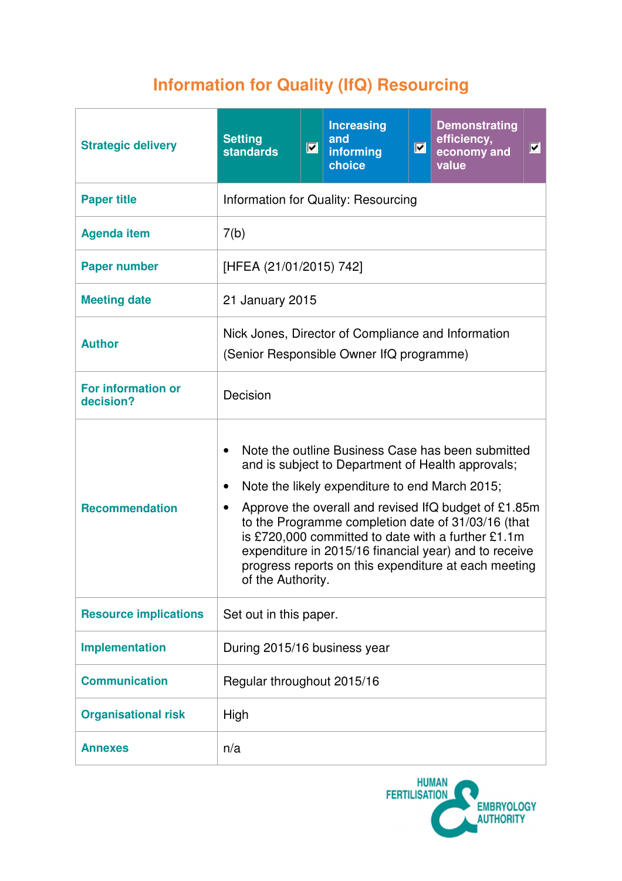# Information for Quality (IfQ) Resourcing

| | |
|---|---|
| **Strategic delivery** | Setting standards ☑ Increasing and informing choice ☑ Demonstrating efficiency, economy and value ☑ |
| **Paper title** | Information for Quality: Resourcing |
| **Agenda item** | 7(b) |
| **Paper number** | [HFEA (21/01/2015) 742] |
| **Meeting date** | 21 January 2015 |
| **Author** | Nick Jones, Director of Compliance and Information (Senior Responsible Owner IfQ programme) |
| **For information or decision?** | Decision |
| **Recommendation** | • Note the outline Business Case has been submitted and is subject to Department of Health approvals; • Note the likely expenditure to end March 2015; • Approve the overall and revised IfQ budget of £1.85m to the Programme completion date of 31/03/16 (that is £720,000 committed to date with a further £1.1m expenditure in 2015/16 financial year) and to receive progress reports on this expenditure at each meeting of the Authority. |
| **Resource implications** | Set out in this paper. |
| **Implementation** | During 2015/16 business year |
| **Communication** | Regular throughout 2015/16 |
| **Organisational risk** | High |
| **Annexes** | n/a |

HUMAN FERTILISATION & EMBRYOLOGY AUTHORITY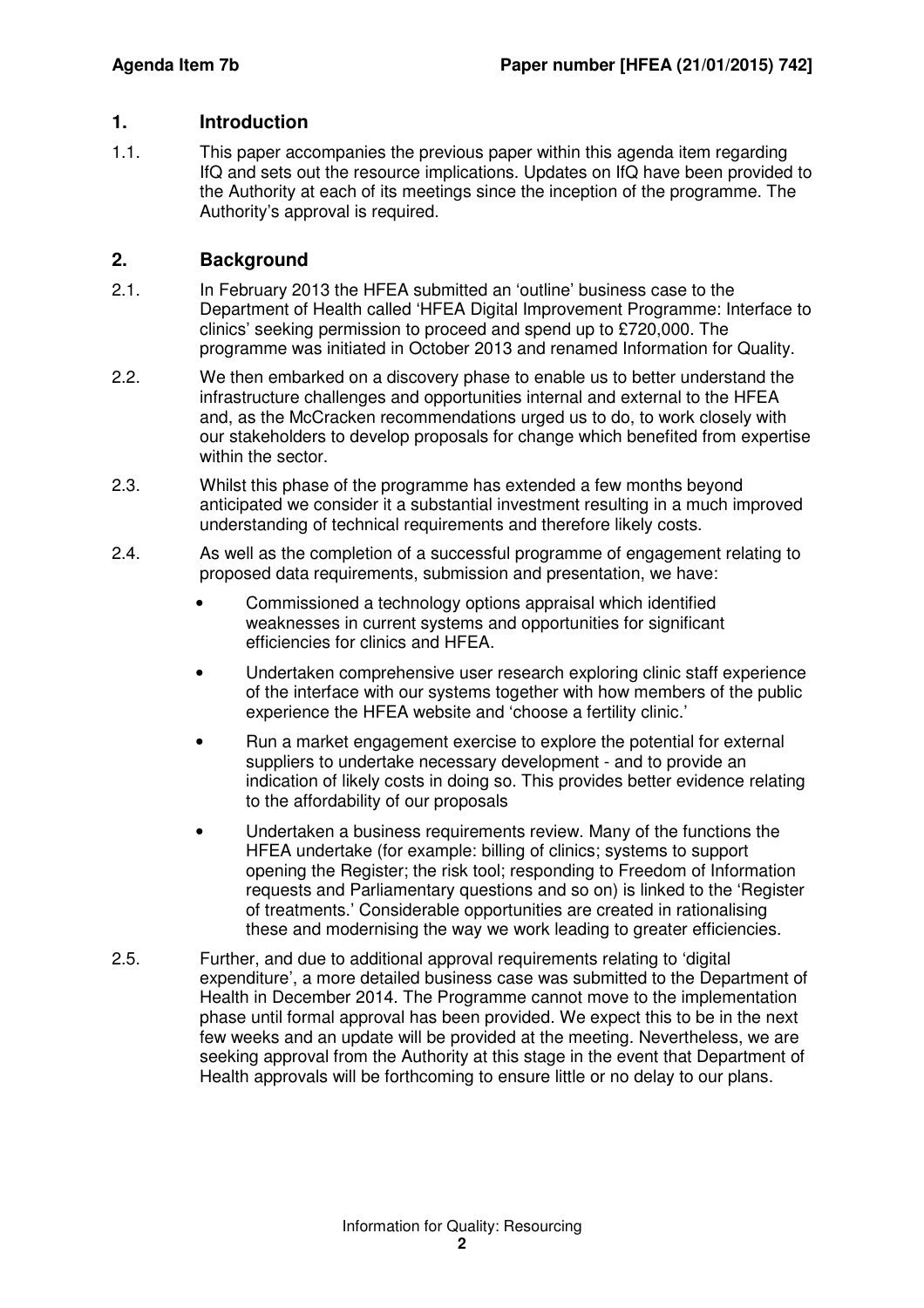## 1. Introduction

1.1. This paper accompanies the previous paper within this agenda item regarding IfQ and sets out the resource implications. Updates on IfQ have been provided to the Authority at each of its meetings since the inception of the programme. The Authority's approval is required.

## 2. Background

2.1. In February 2013 the HFEA submitted an 'outline' business case to the Department of Health called 'HFEA Digital Improvement Programme: Interface to clinics' seeking permission to proceed and spend up to £720,000. The programme was initiated in October 2013 and renamed Information for Quality.

2.2. We then embarked on a discovery phase to enable us to better understand the infrastructure challenges and opportunities internal and external to the HFEA and, as the McCracken recommendations urged us to do, to work closely with our stakeholders to develop proposals for change which benefited from expertise within the sector.

2.3. Whilst this phase of the programme has extended a few months beyond anticipated we consider it a substantial investment resulting in a much improved understanding of technical requirements and therefore likely costs.

2.4. As well as the completion of a successful programme of engagement relating to proposed data requirements, submission and presentation, we have:

- Commissioned a technology options appraisal which identified weaknesses in current systems and opportunities for significant efficiencies for clinics and HFEA.
- Undertaken comprehensive user research exploring clinic staff experience of the interface with our systems together with how members of the public experience the HFEA website and 'choose a fertility clinic.'
- Run a market engagement exercise to explore the potential for external suppliers to undertake necessary development - and to provide an indication of likely costs in doing so. This provides better evidence relating to the affordability of our proposals
- Undertaken a business requirements review. Many of the functions the HFEA undertake (for example: billing of clinics; systems to support opening the Register; the risk tool; responding to Freedom of Information requests and Parliamentary questions and so on) is linked to the 'Register of treatments.' Considerable opportunities are created in rationalising these and modernising the way we work leading to greater efficiencies.

2.5. Further, and due to additional approval requirements relating to 'digital expenditure', a more detailed business case was submitted to the Department of Health in December 2014. The Programme cannot move to the implementation phase until formal approval has been provided. We expect this to be in the next few weeks and an update will be provided at the meeting. Nevertheless, we are seeking approval from the Authority at this stage in the event that Department of Health approvals will be forthcoming to ensure little or no delay to our plans.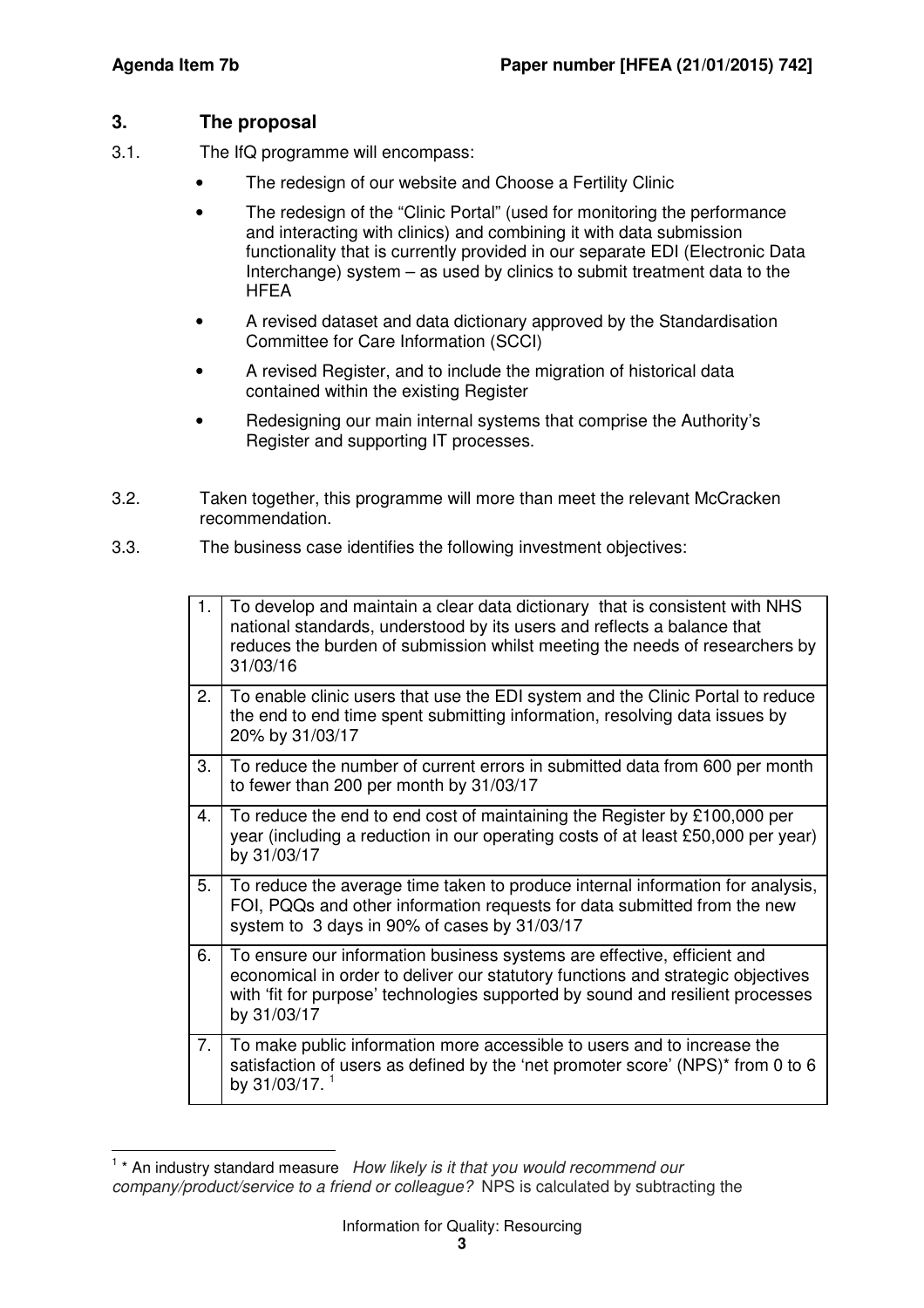## 3. The proposal

3.1. The IfQ programme will encompass:

- The redesign of our website and Choose a Fertility Clinic
- The redesign of the "Clinic Portal" (used for monitoring the performance and interacting with clinics) and combining it with data submission functionality that is currently provided in our separate EDI (Electronic Data Interchange) system – as used by clinics to submit treatment data to the HFEA
- A revised dataset and data dictionary approved by the Standardisation Committee for Care Information (SCCI)
- A revised Register, and to include the migration of historical data contained within the existing Register
- Redesigning our main internal systems that comprise the Authority's Register and supporting IT processes.

3.2. Taken together, this programme will more than meet the relevant McCracken recommendation.

3.3. The business case identifies the following investment objectives:

| | |
|---|---|
| 1. | To develop and maintain a clear data dictionary that is consistent with NHS national standards, understood by its users and reflects a balance that reduces the burden of submission whilst meeting the needs of researchers by 31/03/16 |
| 2. | To enable clinic users that use the EDI system and the Clinic Portal to reduce the end to end time spent submitting information, resolving data issues by 20% by 31/03/17 |
| 3. | To reduce the number of current errors in submitted data from 600 per month to fewer than 200 per month by 31/03/17 |
| 4. | To reduce the end to end cost of maintaining the Register by £100,000 per year (including a reduction in our operating costs of at least £50,000 per year) by 31/03/17 |
| 5. | To reduce the average time taken to produce internal information for analysis, FOI, PQQs and other information requests for data submitted from the new system to 3 days in 90% of cases by 31/03/17 |
| 6. | To ensure our information business systems are effective, efficient and economical in order to deliver our statutory functions and strategic objectives with 'fit for purpose' technologies supported by sound and resilient processes by 31/03/17 |
| 7. | To make public information more accessible to users and to increase the satisfaction of users as defined by the 'net promoter score' (NPS)* from 0 to 6 by 31/03/17. [1] |

[1] * An industry standard measure *How likely is it that you would recommend our company/product/service to a friend or colleague?* NPS is calculated by subtracting the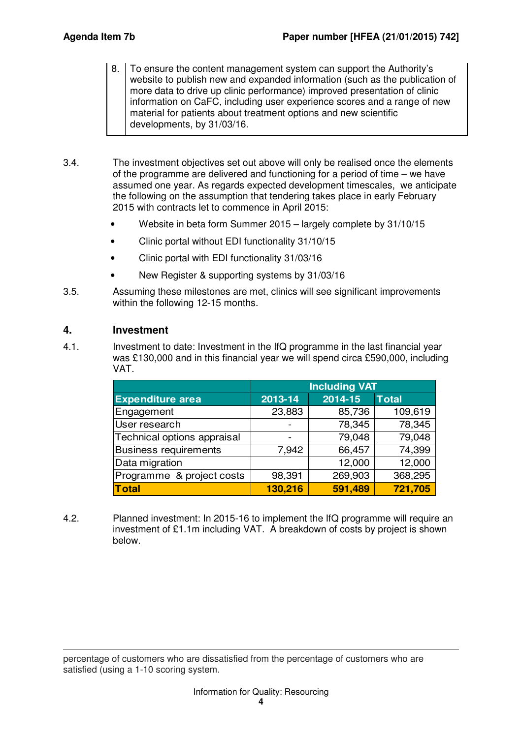| | |
|---|---|
| 8. | To ensure the content management system can support the Authority's website to publish new and expanded information (such as the publication of more data to drive up clinic performance) improved presentation of clinic information on CaFC, including user experience scores and a range of new material for patients about treatment options and new scientific developments, by 31/03/16. |

3.4. The investment objectives set out above will only be realised once the elements of the programme are delivered and functioning for a period of time – we have assumed one year. As regards expected development timescales, we anticipate the following on the assumption that tendering takes place in early February 2015 with contracts let to commence in April 2015:

- Website in beta form Summer 2015 – largely complete by 31/10/15
- Clinic portal without EDI functionality 31/10/15
- Clinic portal with EDI functionality 31/03/16
- New Register & supporting systems by 31/03/16

3.5. Assuming these milestones are met, clinics will see significant improvements within the following 12-15 months.

## 4. Investment

4.1. Investment to date: Investment in the IfQ programme in the last financial year was £130,000 and in this financial year we will spend circa £590,000, including VAT.

| | Including VAT | | |
|---|---|---|---|
| **Expenditure area** | **2013-14** | **2014-15** | **Total** |
| Engagement | 23,883 | 85,736 | 109,619 |
| User research | - | 78,345 | 78,345 |
| Technical options appraisal | - | 79,048 | 79,048 |
| Business requirements | 7,942 | 66,457 | 74,399 |
| Data migration | | 12,000 | 12,000 |
| Programme & project costs | 98,391 | 269,903 | 368,295 |
| **Total** | **130,216** | **591,489** | **721,705** |

4.2. Planned investment: In 2015-16 to implement the IfQ programme will require an investment of £1.1m including VAT. A breakdown of costs by project is shown below.

percentage of customers who are dissatisfied from the percentage of customers who are satisfied (using a 1-10 scoring system.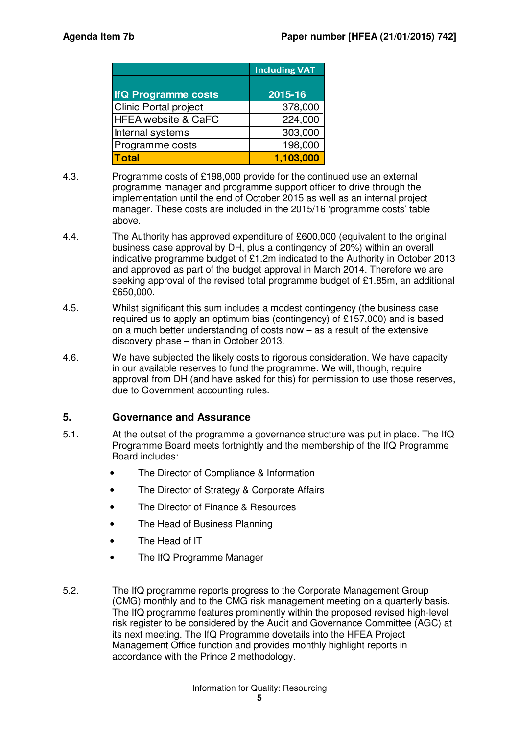| | Including VAT |
| --- | --- |
| **IfQ Programme costs** | **2015-16** |
| Clinic Portal project | 378,000 |
| HFEA website & CaFC | 224,000 |
| Internal systems | 303,000 |
| Programme costs | 198,000 |
| **Total** | **1,103,000** |

4.3. Programme costs of £198,000 provide for the continued use an external programme manager and programme support officer to drive through the implementation until the end of October 2015 as well as an internal project manager. These costs are included in the 2015/16 'programme costs' table above.

4.4. The Authority has approved expenditure of £600,000 (equivalent to the original business case approval by DH, plus a contingency of 20%) within an overall indicative programme budget of £1.2m indicated to the Authority in October 2013 and approved as part of the budget approval in March 2014. Therefore we are seeking approval of the revised total programme budget of £1.85m, an additional £650,000.

4.5. Whilst significant this sum includes a modest contingency (the business case required us to apply an optimum bias (contingency) of £157,000) and is based on a much better understanding of costs now – as a result of the extensive discovery phase – than in October 2013.

4.6. We have subjected the likely costs to rigorous consideration. We have capacity in our available reserves to fund the programme. We will, though, require approval from DH (and have asked for this) for permission to use those reserves, due to Government accounting rules.

## 5. Governance and Assurance

5.1. At the outset of the programme a governance structure was put in place. The IfQ Programme Board meets fortnightly and the membership of the IfQ Programme Board includes:

- The Director of Compliance & Information
- The Director of Strategy & Corporate Affairs
- The Director of Finance & Resources
- The Head of Business Planning
- The Head of IT
- The IfQ Programme Manager

5.2. The IfQ programme reports progress to the Corporate Management Group (CMG) monthly and to the CMG risk management meeting on a quarterly basis. The IfQ programme features prominently within the proposed revised high-level risk register to be considered by the Audit and Governance Committee (AGC) at its next meeting. The IfQ Programme dovetails into the HFEA Project Management Office function and provides monthly highlight reports in accordance with the Prince 2 methodology.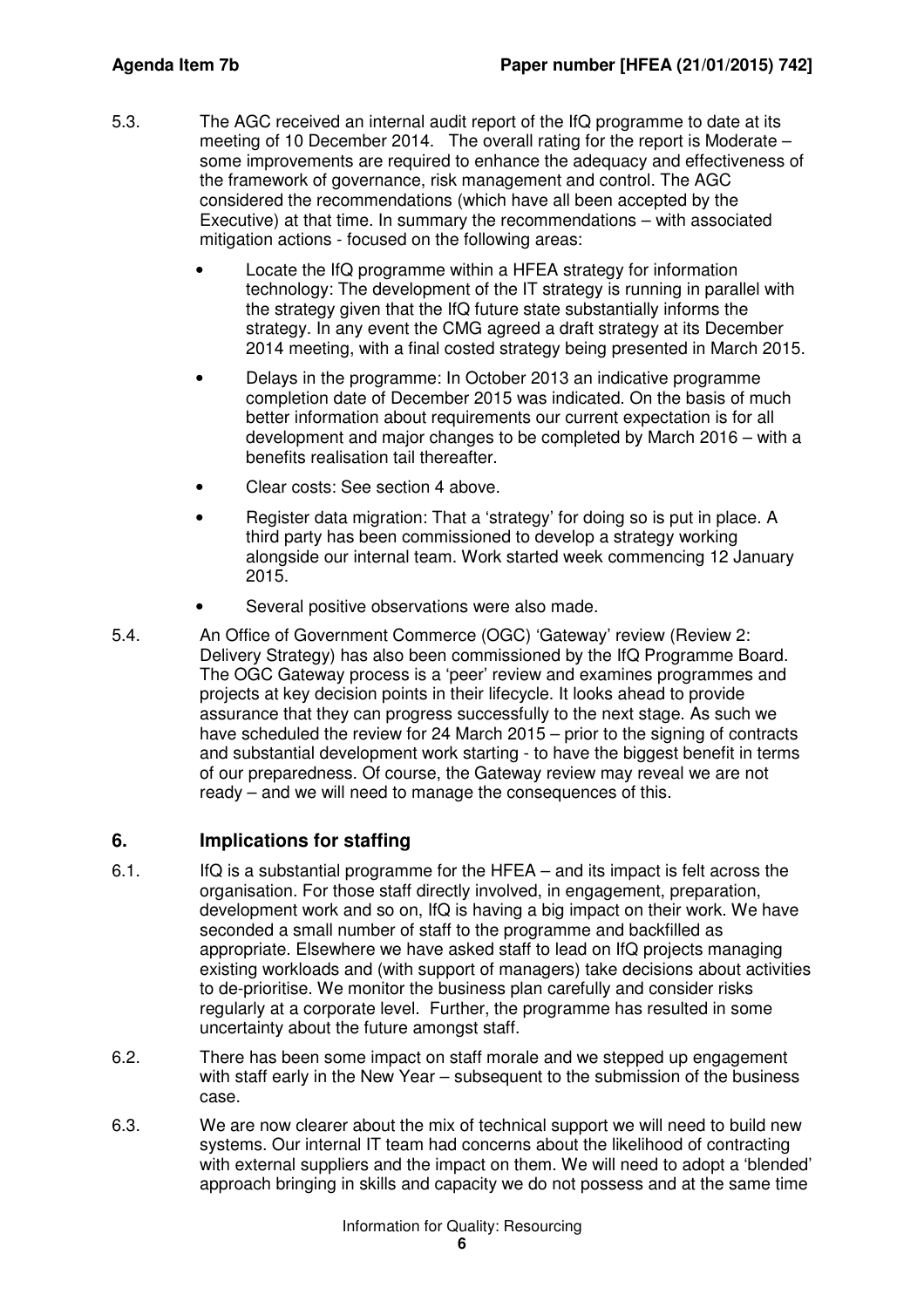5.3. The AGC received an internal audit report of the IfQ programme to date at its meeting of 10 December 2014. The overall rating for the report is Moderate – some improvements are required to enhance the adequacy and effectiveness of the framework of governance, risk management and control. The AGC considered the recommendations (which have all been accepted by the Executive) at that time. In summary the recommendations – with associated mitigation actions - focused on the following areas:

- Locate the IfQ programme within a HFEA strategy for information technology: The development of the IT strategy is running in parallel with the strategy given that the IfQ future state substantially informs the strategy. In any event the CMG agreed a draft strategy at its December 2014 meeting, with a final costed strategy being presented in March 2015.
- Delays in the programme: In October 2013 an indicative programme completion date of December 2015 was indicated. On the basis of much better information about requirements our current expectation is for all development and major changes to be completed by March 2016 – with a benefits realisation tail thereafter.
- Clear costs: See section 4 above.
- Register data migration: That a 'strategy' for doing so is put in place. A third party has been commissioned to develop a strategy working alongside our internal team. Work started week commencing 12 January 2015.
- Several positive observations were also made.

5.4. An Office of Government Commerce (OGC) 'Gateway' review (Review 2: Delivery Strategy) has also been commissioned by the IfQ Programme Board. The OGC Gateway process is a 'peer' review and examines programmes and projects at key decision points in their lifecycle. It looks ahead to provide assurance that they can progress successfully to the next stage. As such we have scheduled the review for 24 March 2015 – prior to the signing of contracts and substantial development work starting - to have the biggest benefit in terms of our preparedness. Of course, the Gateway review may reveal we are not ready – and we will need to manage the consequences of this.

## 6. Implications for staffing

6.1. IfQ is a substantial programme for the HFEA – and its impact is felt across the organisation. For those staff directly involved, in engagement, preparation, development work and so on, IfQ is having a big impact on their work. We have seconded a small number of staff to the programme and backfilled as appropriate. Elsewhere we have asked staff to lead on IfQ projects managing existing workloads and (with support of managers) take decisions about activities to de-prioritise. We monitor the business plan carefully and consider risks regularly at a corporate level. Further, the programme has resulted in some uncertainty about the future amongst staff.

6.2. There has been some impact on staff morale and we stepped up engagement with staff early in the New Year – subsequent to the submission of the business case.

6.3. We are now clearer about the mix of technical support we will need to build new systems. Our internal IT team had concerns about the likelihood of contracting with external suppliers and the impact on them. We will need to adopt a 'blended' approach bringing in skills and capacity we do not possess and at the same time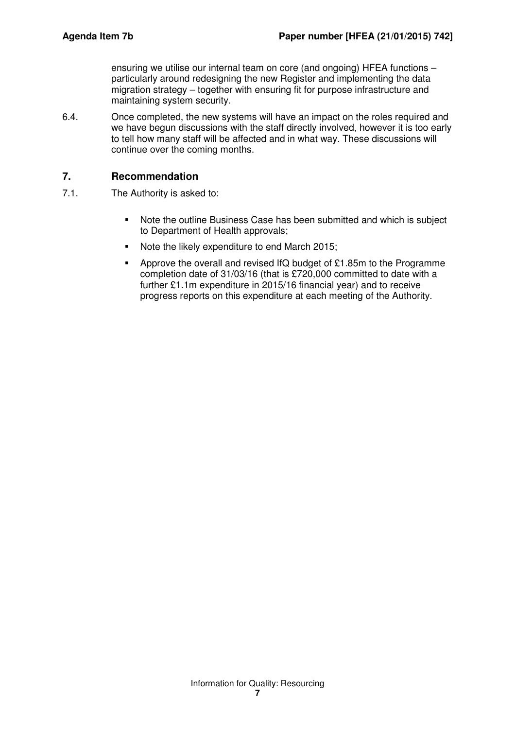ensuring we utilise our internal team on core (and ongoing) HFEA functions – particularly around redesigning the new Register and implementing the data migration strategy – together with ensuring fit for purpose infrastructure and maintaining system security.

6.4. Once completed, the new systems will have an impact on the roles required and we have begun discussions with the staff directly involved, however it is too early to tell how many staff will be affected and in what way. These discussions will continue over the coming months.

## 7. Recommendation

7.1. The Authority is asked to:

- Note the outline Business Case has been submitted and which is subject to Department of Health approvals;
- Note the likely expenditure to end March 2015;
- Approve the overall and revised IfQ budget of £1.85m to the Programme completion date of 31/03/16 (that is £720,000 committed to date with a further £1.1m expenditure in 2015/16 financial year) and to receive progress reports on this expenditure at each meeting of the Authority.